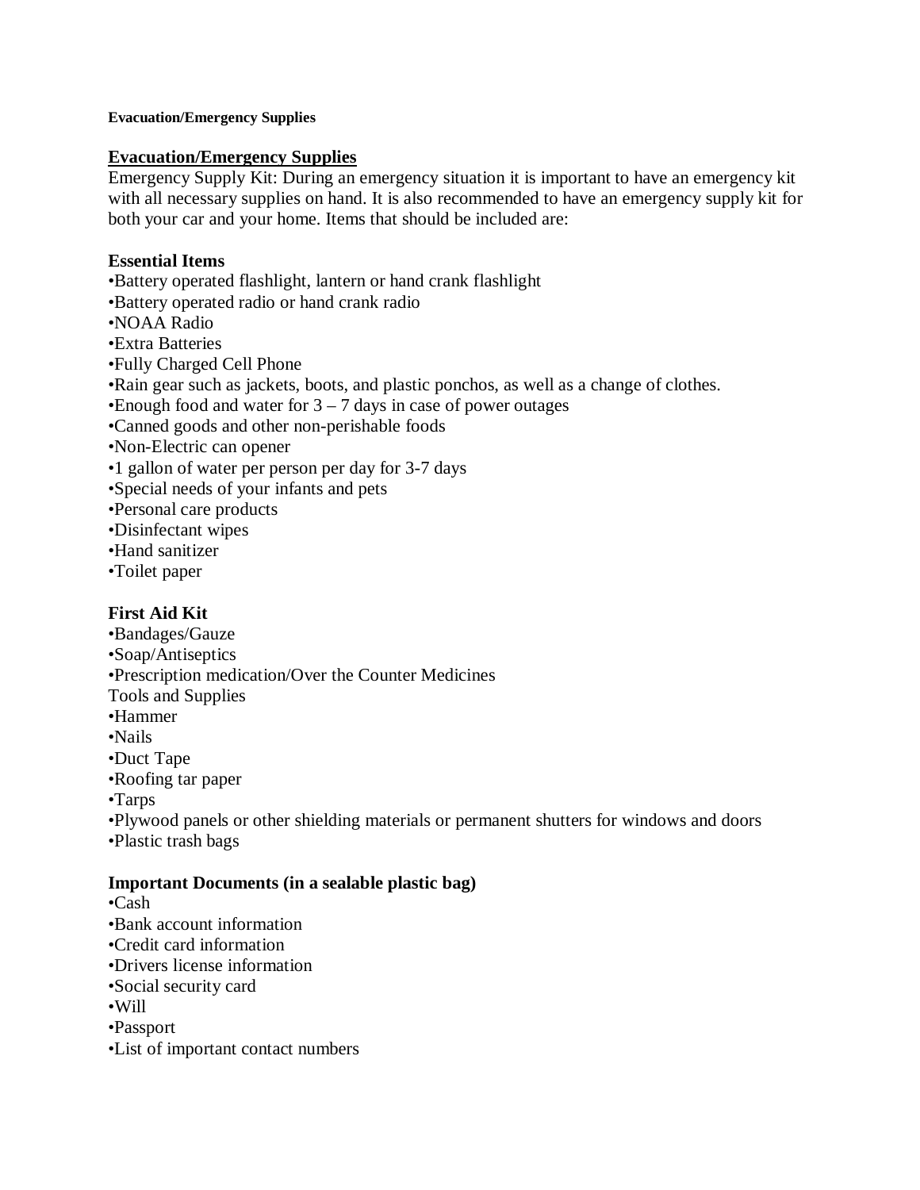**Evacuation/Emergency Supplies**

## Evacuation/Emergency Supplies

Emergency Supply Kit: During an emergency situation it is important to have an emergency kit with all necessary supplies on hand. It is also recommended to have an emergency supply kit for both your car and your home. Items that should be included are:

### Essential Items

- Battery operated flashlight, lantern or hand crank flashlight
- Battery operated radio or hand crank radio
- NOAA Radio
- Extra Batteries
- Fully Charged Cell Phone
- Rain gear such as jackets, boots, and plastic ponchos, as well as a change of clothes.
- Enough food and water for 3 – 7 days in case of power outages
- Canned goods and other non-perishable foods
- Non-Electric can opener
- 1 gallon of water per person per day for 3-7 days
- Special needs of your infants and pets
- Personal care products
- Disinfectant wipes
- Hand sanitizer
- Toilet paper

### First Aid Kit

- Bandages/Gauze
- Soap/Antiseptics
- Prescription medication/Over the Counter Medicines

Tools and Supplies

- Hammer
- Nails
- Duct Tape
- Roofing tar paper
- Tarps
- Plywood panels or other shielding materials or permanent shutters for windows and doors
- Plastic trash bags

### Important Documents (in a sealable plastic bag)

- Cash
- Bank account information
- Credit card information
- Drivers license information
- Social security card
- Will
- Passport
- List of important contact numbers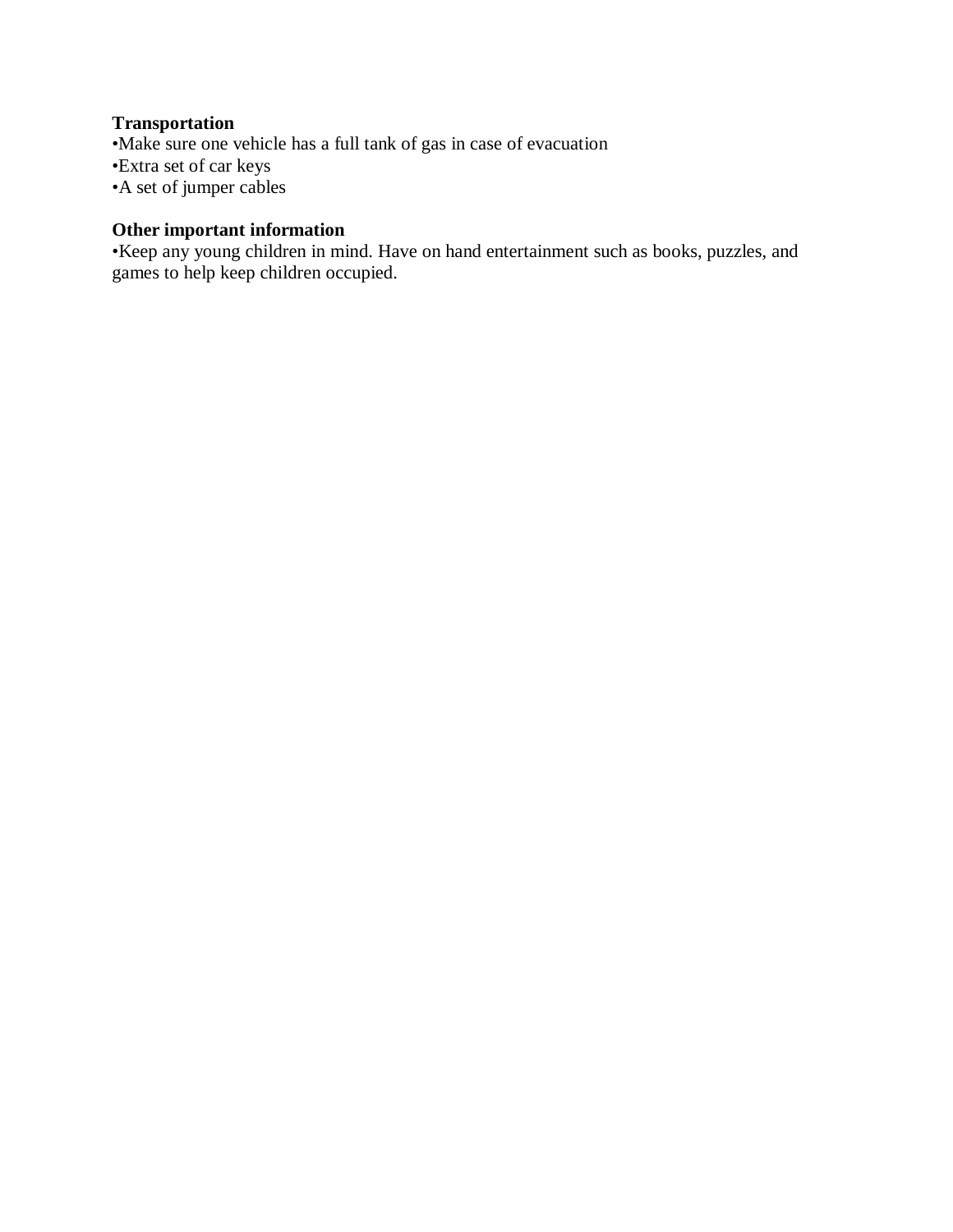**Transportation**

•Make sure one vehicle has a full tank of gas in case of evacuation
•Extra set of car keys
•A set of jumper cables

**Other important information**

•Keep any young children in mind. Have on hand entertainment such as books, puzzles, and games to help keep children occupied.